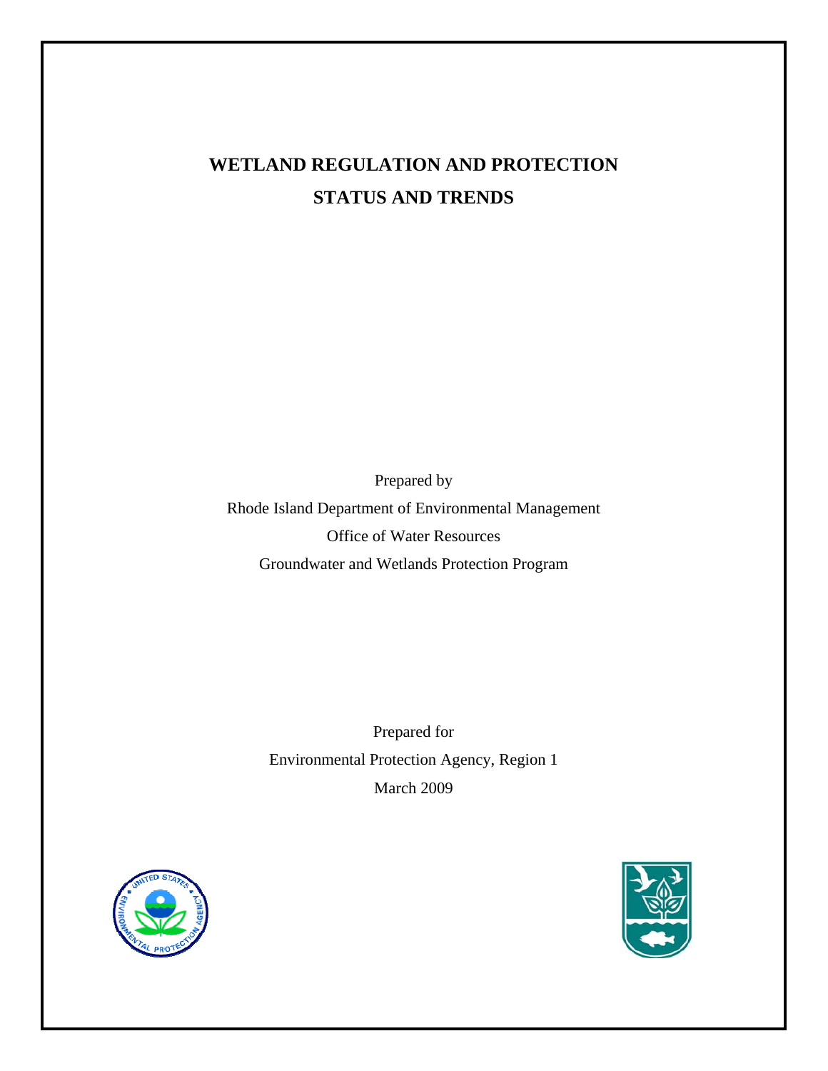# WETLAND REGULATION AND PROTECTION
# STATUS AND TRENDS

Prepared by

Rhode Island Department of Environmental Management

Office of Water Resources

Groundwater and Wetlands Protection Program

Prepared for

Environmental Protection Agency, Region 1

March 2009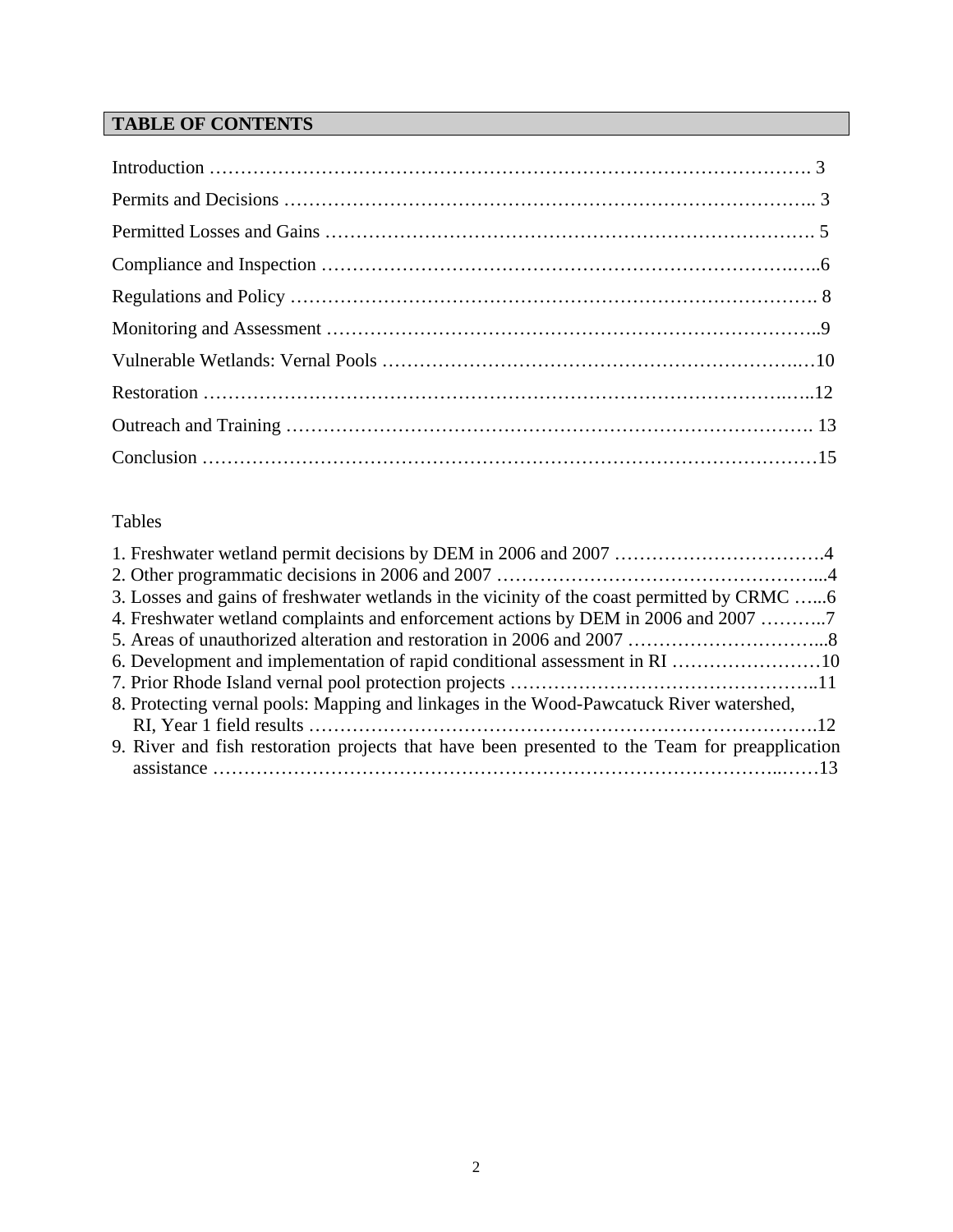## TABLE OF CONTENTS

Introduction ………………………………………………………………………………… 3

Permits and Decisions ……………………………………………………………………….. 3

Permitted Losses and Gains …………………………………………………………………. 5

Compliance and Inspection ……………………………………………………………….…..6

Regulations and Policy ………………………………………………………………………. 8

Monitoring and Assessment …………………………………………………………………..9

Vulnerable Wetlands: Vernal Pools ……………………………………………………….…10

Restoration ……………………………………………………………………………….…..12

Outreach and Training ………………………………………………………………………. 13

Conclusion ……………………………………………………………………………………15

Tables

1. Freshwater wetland permit decisions by DEM in 2006 and 2007 …………………………….4
2. Other programmatic decisions in 2006 and 2007 ……………………………………………...4
3. Losses and gains of freshwater wetlands in the vicinity of the coast permitted by CRMC …...6
4. Freshwater wetland complaints and enforcement actions by DEM in 2006 and 2007 ………..7
5. Areas of unauthorized alteration and restoration in 2006 and 2007 …………………………...8
6. Development and implementation of rapid conditional assessment in RI ……………………10
7. Prior Rhode Island vernal pool protection projects …………………………………………..11
8. Protecting vernal pools: Mapping and linkages in the Wood-Pawcatuck River watershed, RI, Year 1 field results …………………………………………………………………….12
9. River and fish restoration projects that have been presented to the Team for preapplication assistance ……………………………………………………………………………..……13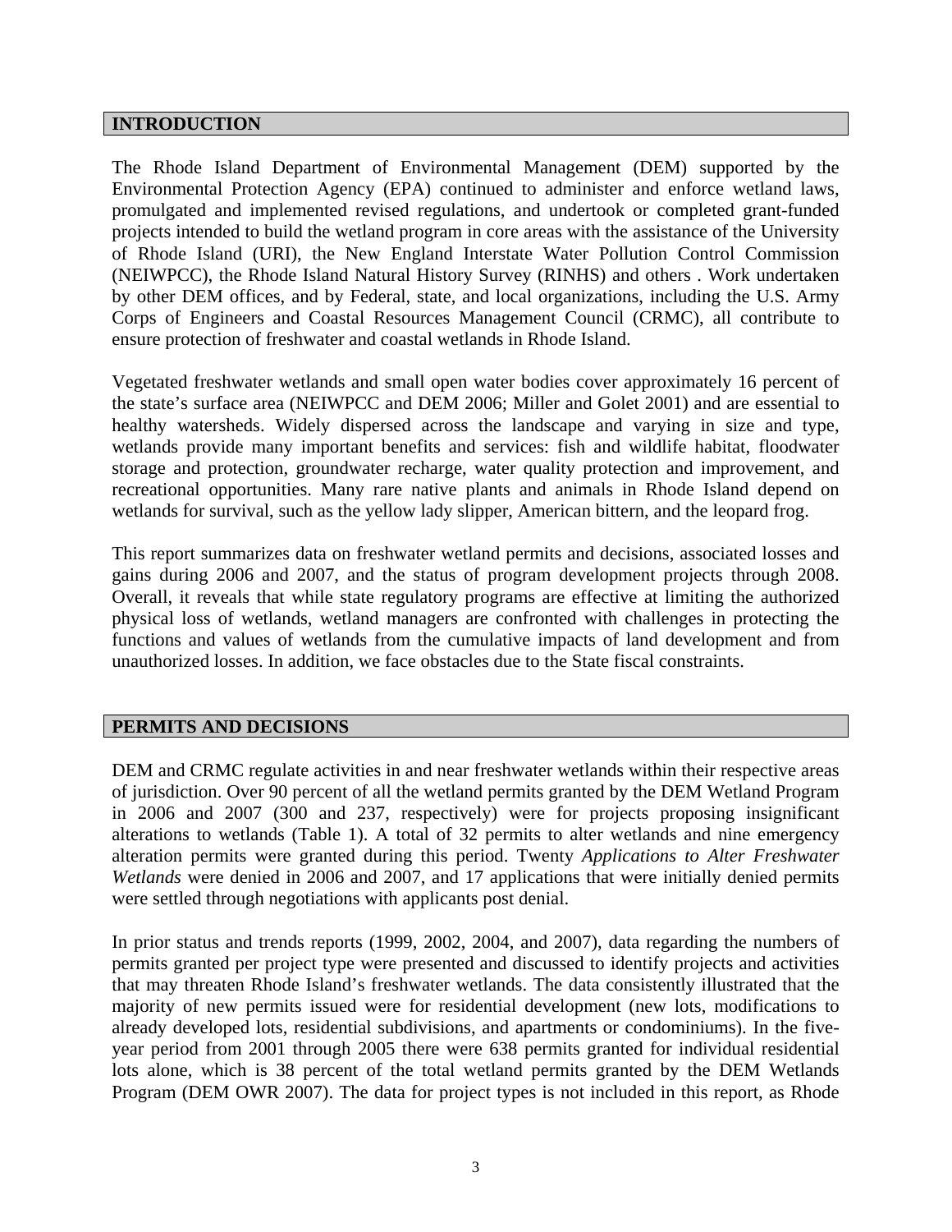## INTRODUCTION

The Rhode Island Department of Environmental Management (DEM) supported by the Environmental Protection Agency (EPA) continued to administer and enforce wetland laws, promulgated and implemented revised regulations, and undertook or completed grant-funded projects intended to build the wetland program in core areas with the assistance of the University of Rhode Island (URI), the New England Interstate Water Pollution Control Commission (NEIWPCC), the Rhode Island Natural History Survey (RINHS) and others . Work undertaken by other DEM offices, and by Federal, state, and local organizations, including the U.S. Army Corps of Engineers and Coastal Resources Management Council (CRMC), all contribute to ensure protection of freshwater and coastal wetlands in Rhode Island.

Vegetated freshwater wetlands and small open water bodies cover approximately 16 percent of the state's surface area (NEIWPCC and DEM 2006; Miller and Golet 2001) and are essential to healthy watersheds. Widely dispersed across the landscape and varying in size and type, wetlands provide many important benefits and services: fish and wildlife habitat, floodwater storage and protection, groundwater recharge, water quality protection and improvement, and recreational opportunities. Many rare native plants and animals in Rhode Island depend on wetlands for survival, such as the yellow lady slipper, American bittern, and the leopard frog.

This report summarizes data on freshwater wetland permits and decisions, associated losses and gains during 2006 and 2007, and the status of program development projects through 2008. Overall, it reveals that while state regulatory programs are effective at limiting the authorized physical loss of wetlands, wetland managers are confronted with challenges in protecting the functions and values of wetlands from the cumulative impacts of land development and from unauthorized losses. In addition, we face obstacles due to the State fiscal constraints.

## PERMITS AND DECISIONS

DEM and CRMC regulate activities in and near freshwater wetlands within their respective areas of jurisdiction. Over 90 percent of all the wetland permits granted by the DEM Wetland Program in 2006 and 2007 (300 and 237, respectively) were for projects proposing insignificant alterations to wetlands (Table 1). A total of 32 permits to alter wetlands and nine emergency alteration permits were granted during this period. Twenty *Applications to Alter Freshwater Wetlands* were denied in 2006 and 2007, and 17 applications that were initially denied permits were settled through negotiations with applicants post denial.

In prior status and trends reports (1999, 2002, 2004, and 2007), data regarding the numbers of permits granted per project type were presented and discussed to identify projects and activities that may threaten Rhode Island's freshwater wetlands. The data consistently illustrated that the majority of new permits issued were for residential development (new lots, modifications to already developed lots, residential subdivisions, and apartments or condominiums). In the five-year period from 2001 through 2005 there were 638 permits granted for individual residential lots alone, which is 38 percent of the total wetland permits granted by the DEM Wetlands Program (DEM OWR 2007). The data for project types is not included in this report, as Rhode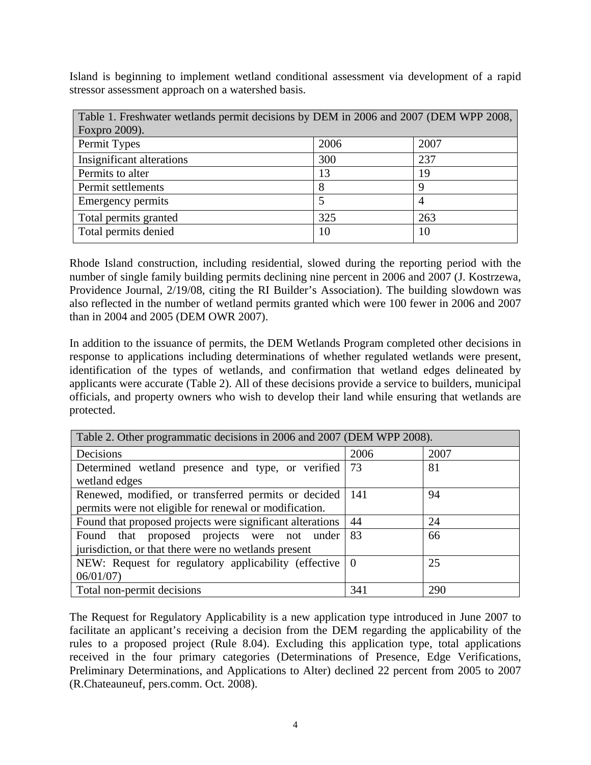Island is beginning to implement wetland conditional assessment via development of a rapid stressor assessment approach on a watershed basis.

| Table 1. Freshwater wetlands permit decisions by DEM in 2006 and 2007 (DEM WPP 2008, Foxpro 2009). | | |
|---|---|---|
| Permit Types | 2006 | 2007 |
| Insignificant alterations | 300 | 237 |
| Permits to alter | 13 | 19 |
| Permit settlements | 8 | 9 |
| Emergency permits | 5 | 4 |
| Total permits granted | 325 | 263 |
| Total permits denied | 10 | 10 |

Rhode Island construction, including residential, slowed during the reporting period with the number of single family building permits declining nine percent in 2006 and 2007 (J. Kostrzewa, Providence Journal, 2/19/08, citing the RI Builder's Association). The building slowdown was also reflected in the number of wetland permits granted which were 100 fewer in 2006 and 2007 than in 2004 and 2005 (DEM OWR 2007).

In addition to the issuance of permits, the DEM Wetlands Program completed other decisions in response to applications including determinations of whether regulated wetlands were present, identification of the types of wetlands, and confirmation that wetland edges delineated by applicants were accurate (Table 2). All of these decisions provide a service to builders, municipal officials, and property owners who wish to develop their land while ensuring that wetlands are protected.

| Table 2. Other programmatic decisions in 2006 and 2007 (DEM WPP 2008). | | |
|---|---|---|
| Decisions | 2006 | 2007 |
| Determined wetland presence and type, or verified wetland edges | 73 | 81 |
| Renewed, modified, or transferred permits or decided permits were not eligible for renewal or modification. | 141 | 94 |
| Found that proposed projects were significant alterations | 44 | 24 |
| Found that proposed projects were not under jurisdiction, or that there were no wetlands present | 83 | 66 |
| NEW: Request for regulatory applicability (effective 06/01/07) | 0 | 25 |
| Total non-permit decisions | 341 | 290 |

The Request for Regulatory Applicability is a new application type introduced in June 2007 to facilitate an applicant's receiving a decision from the DEM regarding the applicability of the rules to a proposed project (Rule 8.04). Excluding this application type, total applications received in the four primary categories (Determinations of Presence, Edge Verifications, Preliminary Determinations, and Applications to Alter) declined 22 percent from 2005 to 2007 (R.Chateauneuf, pers.comm. Oct. 2008).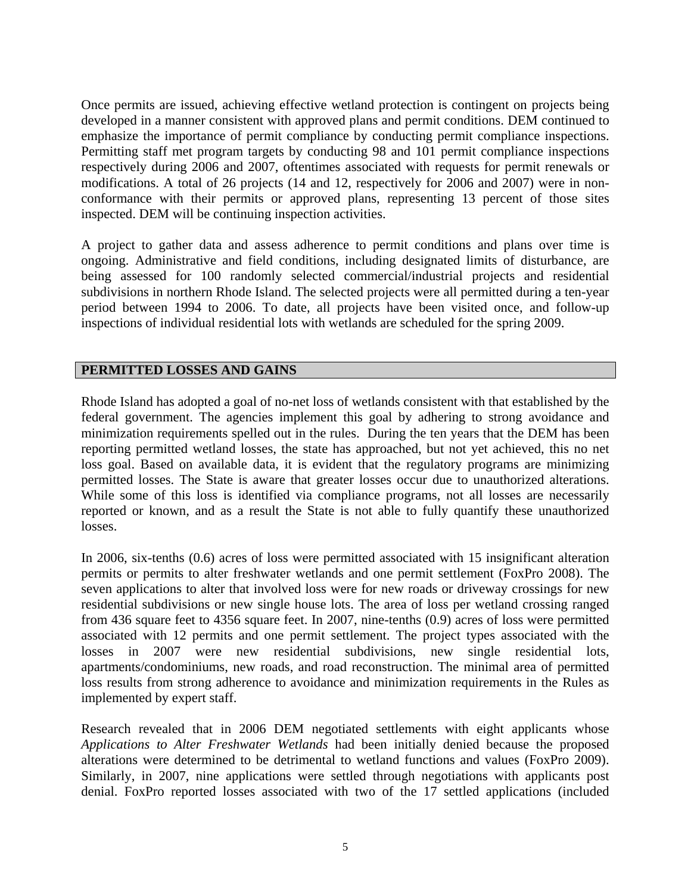Once permits are issued, achieving effective wetland protection is contingent on projects being developed in a manner consistent with approved plans and permit conditions. DEM continued to emphasize the importance of permit compliance by conducting permit compliance inspections. Permitting staff met program targets by conducting 98 and 101 permit compliance inspections respectively during 2006 and 2007, oftentimes associated with requests for permit renewals or modifications. A total of 26 projects (14 and 12, respectively for 2006 and 2007) were in non-conformance with their permits or approved plans, representing 13 percent of those sites inspected. DEM will be continuing inspection activities.

A project to gather data and assess adherence to permit conditions and plans over time is ongoing. Administrative and field conditions, including designated limits of disturbance, are being assessed for 100 randomly selected commercial/industrial projects and residential subdivisions in northern Rhode Island. The selected projects were all permitted during a ten-year period between 1994 to 2006. To date, all projects have been visited once, and follow-up inspections of individual residential lots with wetlands are scheduled for the spring 2009.

## PERMITTED LOSSES AND GAINS

Rhode Island has adopted a goal of no-net loss of wetlands consistent with that established by the federal government. The agencies implement this goal by adhering to strong avoidance and minimization requirements spelled out in the rules. During the ten years that the DEM has been reporting permitted wetland losses, the state has approached, but not yet achieved, this no net loss goal. Based on available data, it is evident that the regulatory programs are minimizing permitted losses. The State is aware that greater losses occur due to unauthorized alterations. While some of this loss is identified via compliance programs, not all losses are necessarily reported or known, and as a result the State is not able to fully quantify these unauthorized losses.

In 2006, six-tenths (0.6) acres of loss were permitted associated with 15 insignificant alteration permits or permits to alter freshwater wetlands and one permit settlement (FoxPro 2008). The seven applications to alter that involved loss were for new roads or driveway crossings for new residential subdivisions or new single house lots. The area of loss per wetland crossing ranged from 436 square feet to 4356 square feet. In 2007, nine-tenths (0.9) acres of loss were permitted associated with 12 permits and one permit settlement. The project types associated with the losses in 2007 were new residential subdivisions, new single residential lots, apartments/condominiums, new roads, and road reconstruction. The minimal area of permitted loss results from strong adherence to avoidance and minimization requirements in the Rules as implemented by expert staff.

Research revealed that in 2006 DEM negotiated settlements with eight applicants whose *Applications to Alter Freshwater Wetlands* had been initially denied because the proposed alterations were determined to be detrimental to wetland functions and values (FoxPro 2009). Similarly, in 2007, nine applications were settled through negotiations with applicants post denial. FoxPro reported losses associated with two of the 17 settled applications (included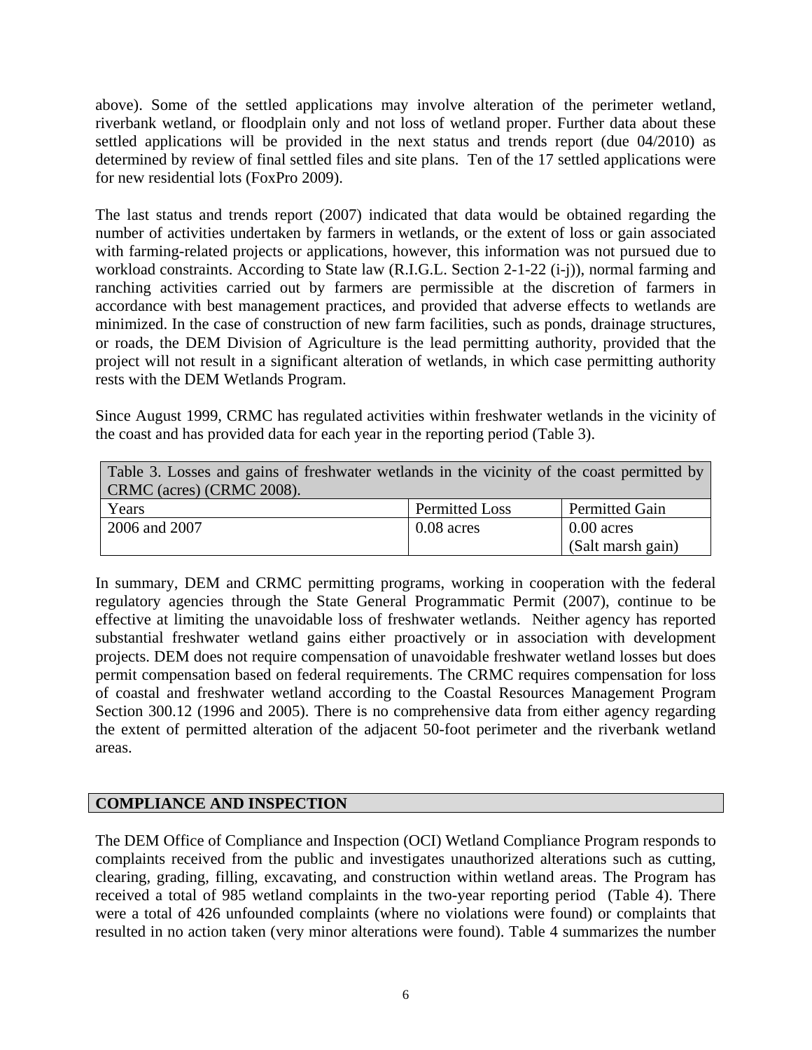above). Some of the settled applications may involve alteration of the perimeter wetland, riverbank wetland, or floodplain only and not loss of wetland proper. Further data about these settled applications will be provided in the next status and trends report (due 04/2010) as determined by review of final settled files and site plans. Ten of the 17 settled applications were for new residential lots (FoxPro 2009).

The last status and trends report (2007) indicated that data would be obtained regarding the number of activities undertaken by farmers in wetlands, or the extent of loss or gain associated with farming-related projects or applications, however, this information was not pursued due to workload constraints. According to State law (R.I.G.L. Section 2-1-22 (i-j)), normal farming and ranching activities carried out by farmers are permissible at the discretion of farmers in accordance with best management practices, and provided that adverse effects to wetlands are minimized. In the case of construction of new farm facilities, such as ponds, drainage structures, or roads, the DEM Division of Agriculture is the lead permitting authority, provided that the project will not result in a significant alteration of wetlands, in which case permitting authority rests with the DEM Wetlands Program.

Since August 1999, CRMC has regulated activities within freshwater wetlands in the vicinity of the coast and has provided data for each year in the reporting period (Table 3).

Table 3. Losses and gains of freshwater wetlands in the vicinity of the coast permitted by CRMC (acres) (CRMC 2008).

| Years | Permitted Loss | Permitted Gain |
|---|---|---|
| 2006 and 2007 | 0.08 acres | 0.00 acres (Salt marsh gain) |

In summary, DEM and CRMC permitting programs, working in cooperation with the federal regulatory agencies through the State General Programmatic Permit (2007), continue to be effective at limiting the unavoidable loss of freshwater wetlands. Neither agency has reported substantial freshwater wetland gains either proactively or in association with development projects. DEM does not require compensation of unavoidable freshwater wetland losses but does permit compensation based on federal requirements. The CRMC requires compensation for loss of coastal and freshwater wetland according to the Coastal Resources Management Program Section 300.12 (1996 and 2005). There is no comprehensive data from either agency regarding the extent of permitted alteration of the adjacent 50-foot perimeter and the riverbank wetland areas.

## COMPLIANCE AND INSPECTION

The DEM Office of Compliance and Inspection (OCI) Wetland Compliance Program responds to complaints received from the public and investigates unauthorized alterations such as cutting, clearing, grading, filling, excavating, and construction within wetland areas. The Program has received a total of 985 wetland complaints in the two-year reporting period (Table 4). There were a total of 426 unfounded complaints (where no violations were found) or complaints that resulted in no action taken (very minor alterations were found). Table 4 summarizes the number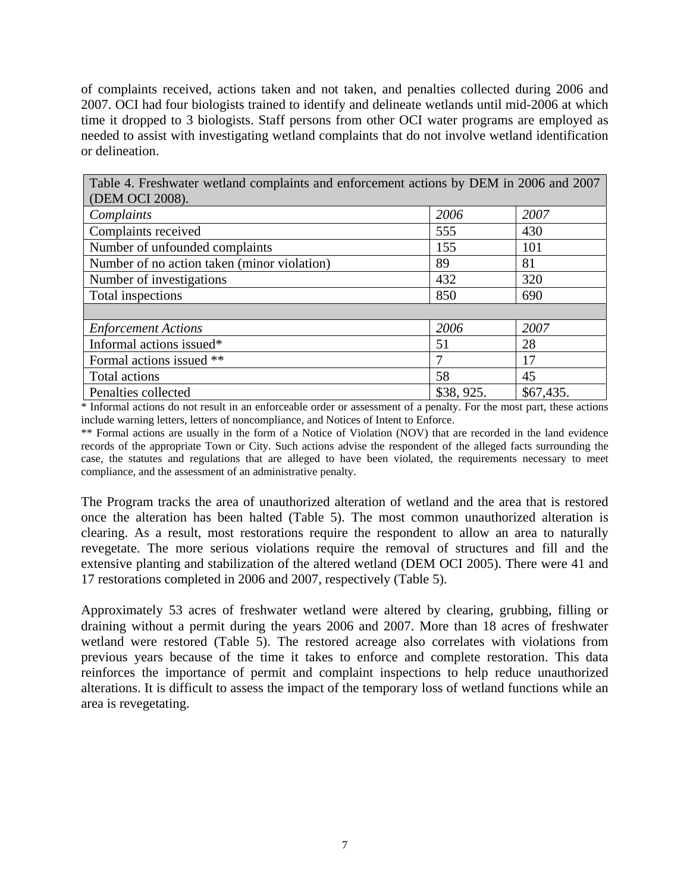of complaints received, actions taken and not taken, and penalties collected during 2006 and 2007. OCI had four biologists trained to identify and delineate wetlands until mid-2006 at which time it dropped to 3 biologists. Staff persons from other OCI water programs are employed as needed to assist with investigating wetland complaints that do not involve wetland identification or delineation.

| Table 4. Freshwater wetland complaints and enforcement actions by DEM in 2006 and 2007 (DEM OCI 2008). | | |
|---|---|---|
| *Complaints* | *2006* | *2007* |
| Complaints received | 555 | 430 |
| Number of unfounded complaints | 155 | 101 |
| Number of no action taken (minor violation) | 89 | 81 |
| Number of investigations | 432 | 320 |
| Total inspections | 850 | 690 |
| | | |
| *Enforcement Actions* | *2006* | *2007* |
| Informal actions issued* | 51 | 28 |
| Formal actions issued ** | 7 | 17 |
| Total actions | 58 | 45 |
| Penalties collected | $38, 925. | $67,435. |

* Informal actions do not result in an enforceable order or assessment of a penalty. For the most part, these actions include warning letters, letters of noncompliance, and Notices of Intent to Enforce.

** Formal actions are usually in the form of a Notice of Violation (NOV) that are recorded in the land evidence records of the appropriate Town or City. Such actions advise the respondent of the alleged facts surrounding the case, the statutes and regulations that are alleged to have been violated, the requirements necessary to meet compliance, and the assessment of an administrative penalty.

The Program tracks the area of unauthorized alteration of wetland and the area that is restored once the alteration has been halted (Table 5). The most common unauthorized alteration is clearing. As a result, most restorations require the respondent to allow an area to naturally revegetate. The more serious violations require the removal of structures and fill and the extensive planting and stabilization of the altered wetland (DEM OCI 2005). There were 41 and 17 restorations completed in 2006 and 2007, respectively (Table 5).

Approximately 53 acres of freshwater wetland were altered by clearing, grubbing, filling or draining without a permit during the years 2006 and 2007. More than 18 acres of freshwater wetland were restored (Table 5). The restored acreage also correlates with violations from previous years because of the time it takes to enforce and complete restoration. This data reinforces the importance of permit and complaint inspections to help reduce unauthorized alterations. It is difficult to assess the impact of the temporary loss of wetland functions while an area is revegetating.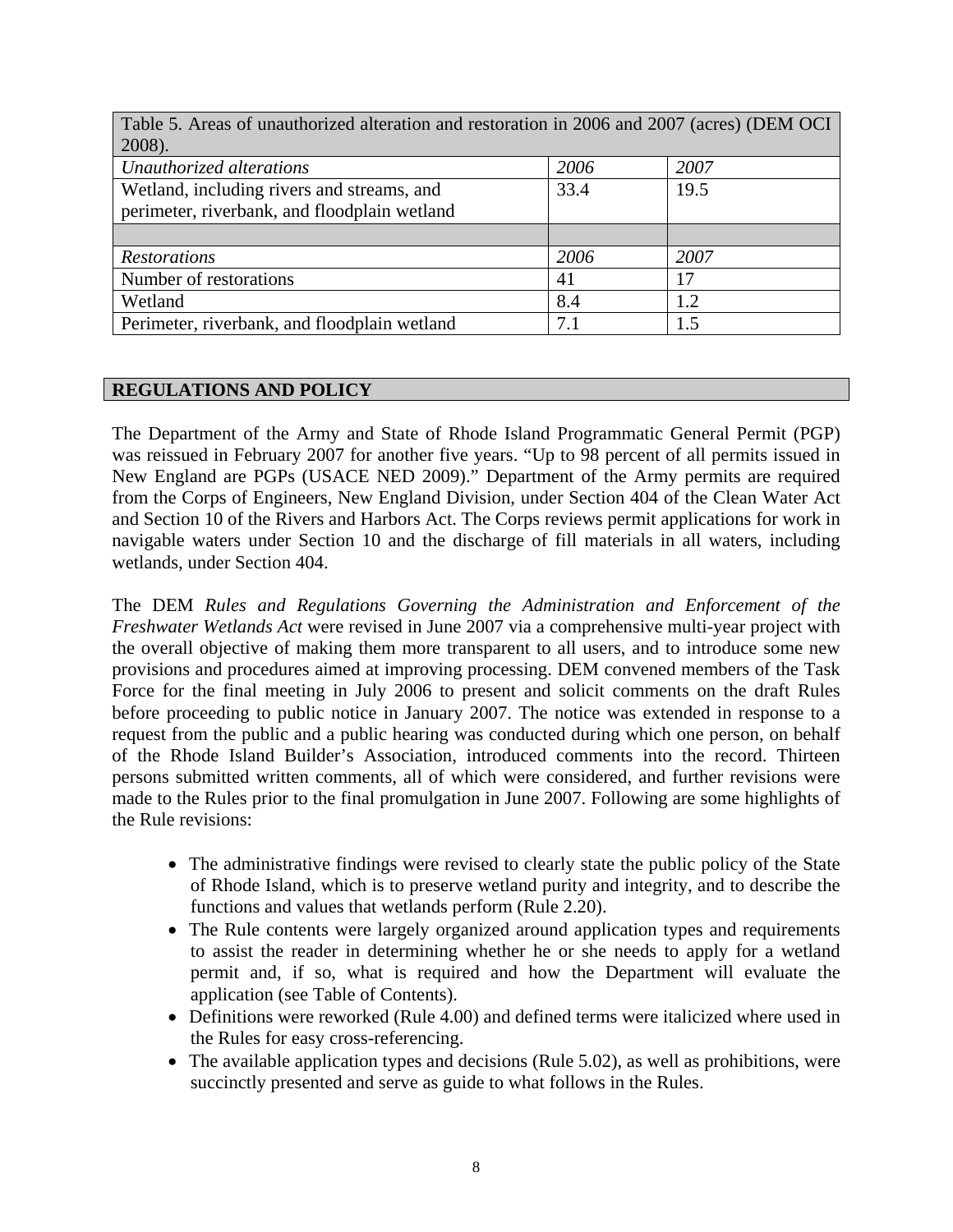Table 5. Areas of unauthorized alteration and restoration in 2006 and 2007 (acres) (DEM OCI 2008).

| *Unauthorized alterations* | *2006* | *2007* |
|---|---|---|
| Wetland, including rivers and streams, and perimeter, riverbank, and floodplain wetland | 33.4 | 19.5 |
| | | |
| *Restorations* | *2006* | *2007* |
| Number of restorations | 41 | 17 |
| Wetland | 8.4 | 1.2 |
| Perimeter, riverbank, and floodplain wetland | 7.1 | 1.5 |

## REGULATIONS AND POLICY

The Department of the Army and State of Rhode Island Programmatic General Permit (PGP) was reissued in February 2007 for another five years. "Up to 98 percent of all permits issued in New England are PGPs (USACE NED 2009)." Department of the Army permits are required from the Corps of Engineers, New England Division, under Section 404 of the Clean Water Act and Section 10 of the Rivers and Harbors Act. The Corps reviews permit applications for work in navigable waters under Section 10 and the discharge of fill materials in all waters, including wetlands, under Section 404.

The DEM *Rules and Regulations Governing the Administration and Enforcement of the Freshwater Wetlands Act* were revised in June 2007 via a comprehensive multi-year project with the overall objective of making them more transparent to all users, and to introduce some new provisions and procedures aimed at improving processing. DEM convened members of the Task Force for the final meeting in July 2006 to present and solicit comments on the draft Rules before proceeding to public notice in January 2007. The notice was extended in response to a request from the public and a public hearing was conducted during which one person, on behalf of the Rhode Island Builder's Association, introduced comments into the record. Thirteen persons submitted written comments, all of which were considered, and further revisions were made to the Rules prior to the final promulgation in June 2007. Following are some highlights of the Rule revisions:

- The administrative findings were revised to clearly state the public policy of the State of Rhode Island, which is to preserve wetland purity and integrity, and to describe the functions and values that wetlands perform (Rule 2.20).
- The Rule contents were largely organized around application types and requirements to assist the reader in determining whether he or she needs to apply for a wetland permit and, if so, what is required and how the Department will evaluate the application (see Table of Contents).
- Definitions were reworked (Rule 4.00) and defined terms were italicized where used in the Rules for easy cross-referencing.
- The available application types and decisions (Rule 5.02), as well as prohibitions, were succinctly presented and serve as guide to what follows in the Rules.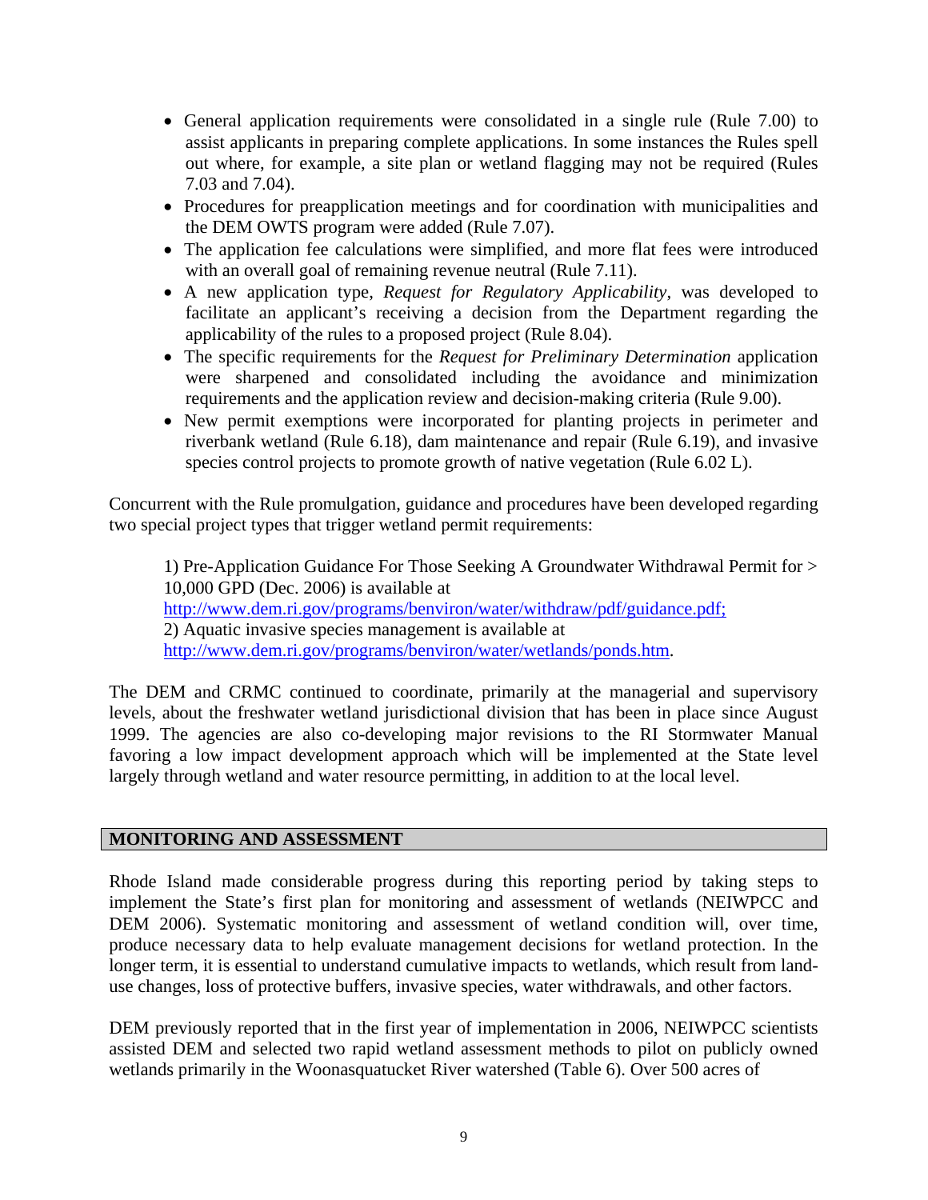- General application requirements were consolidated in a single rule (Rule 7.00) to assist applicants in preparing complete applications. In some instances the Rules spell out where, for example, a site plan or wetland flagging may not be required (Rules 7.03 and 7.04).
- Procedures for preapplication meetings and for coordination with municipalities and the DEM OWTS program were added (Rule 7.07).
- The application fee calculations were simplified, and more flat fees were introduced with an overall goal of remaining revenue neutral (Rule 7.11).
- A new application type, *Request for Regulatory Applicability*, was developed to facilitate an applicant's receiving a decision from the Department regarding the applicability of the rules to a proposed project (Rule 8.04).
- The specific requirements for the *Request for Preliminary Determination* application were sharpened and consolidated including the avoidance and minimization requirements and the application review and decision-making criteria (Rule 9.00).
- New permit exemptions were incorporated for planting projects in perimeter and riverbank wetland (Rule 6.18), dam maintenance and repair (Rule 6.19), and invasive species control projects to promote growth of native vegetation (Rule 6.02 L).

Concurrent with the Rule promulgation, guidance and procedures have been developed regarding two special project types that trigger wetland permit requirements:

1) Pre-Application Guidance For Those Seeking A Groundwater Withdrawal Permit for > 10,000 GPD (Dec. 2006) is available at http://www.dem.ri.gov/programs/benviron/water/withdraw/pdf/guidance.pdf;
2) Aquatic invasive species management is available at http://www.dem.ri.gov/programs/benviron/water/wetlands/ponds.htm.

The DEM and CRMC continued to coordinate, primarily at the managerial and supervisory levels, about the freshwater wetland jurisdictional division that has been in place since August 1999. The agencies are also co-developing major revisions to the RI Stormwater Manual favoring a low impact development approach which will be implemented at the State level largely through wetland and water resource permitting, in addition to at the local level.

## MONITORING AND ASSESSMENT

Rhode Island made considerable progress during this reporting period by taking steps to implement the State's first plan for monitoring and assessment of wetlands (NEIWPCC and DEM 2006). Systematic monitoring and assessment of wetland condition will, over time, produce necessary data to help evaluate management decisions for wetland protection. In the longer term, it is essential to understand cumulative impacts to wetlands, which result from land-use changes, loss of protective buffers, invasive species, water withdrawals, and other factors.

DEM previously reported that in the first year of implementation in 2006, NEIWPCC scientists assisted DEM and selected two rapid wetland assessment methods to pilot on publicly owned wetlands primarily in the Woonasquatucket River watershed (Table 6). Over 500 acres of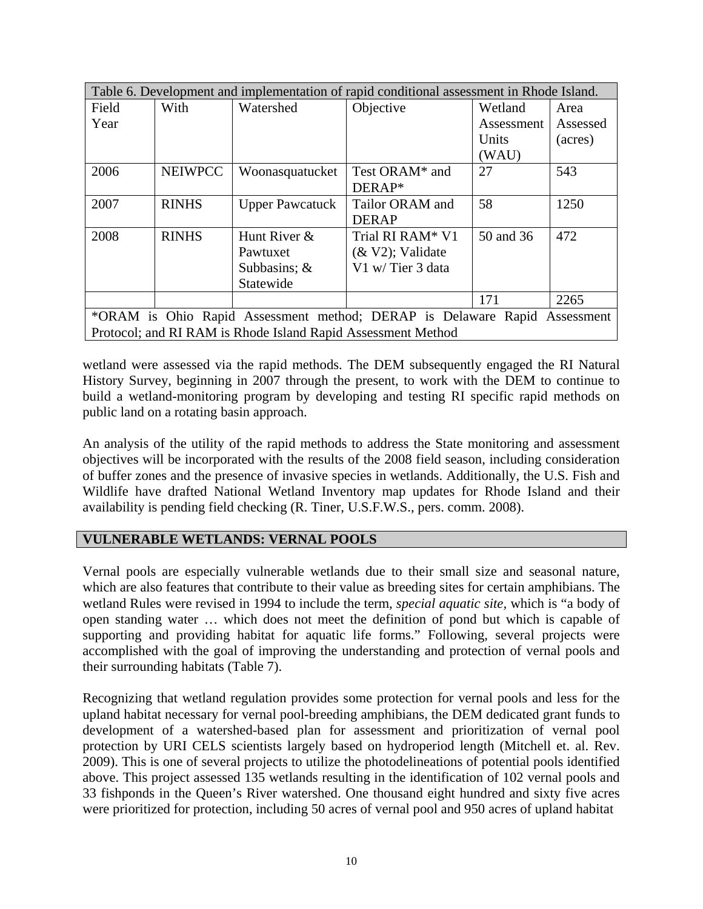| Table 6. Development and implementation of rapid conditional assessment in Rhode Island. | | | | | |
|---|---|---|---|---|---|
| Field Year | With | Watershed | Objective | Wetland Assessment Units (WAU) | Area Assessed (acres) |
| 2006 | NEIWPCC | Woonasquatucket | Test ORAM* and DERAP* | 27 | 543 |
| 2007 | RINHS | Upper Pawcatuck | Tailor ORAM and DERAP | 58 | 1250 |
| 2008 | RINHS | Hunt River & Pawtuxet Subbasins; & Statewide | Trial RI RAM* V1 (& V2); Validate V1 w/ Tier 3 data | 50 and 36 | 472 |
| | | | | 171 | 2265 |
| *ORAM is Ohio Rapid Assessment method; DERAP is Delaware Rapid Assessment Protocol; and RI RAM is Rhode Island Rapid Assessment Method | | | | | |

wetland were assessed via the rapid methods. The DEM subsequently engaged the RI Natural History Survey, beginning in 2007 through the present, to work with the DEM to continue to build a wetland-monitoring program by developing and testing RI specific rapid methods on public land on a rotating basin approach.

An analysis of the utility of the rapid methods to address the State monitoring and assessment objectives will be incorporated with the results of the 2008 field season, including consideration of buffer zones and the presence of invasive species in wetlands. Additionally, the U.S. Fish and Wildlife have drafted National Wetland Inventory map updates for Rhode Island and their availability is pending field checking (R. Tiner, U.S.F.W.S., pers. comm. 2008).

## VULNERABLE WETLANDS: VERNAL POOLS

Vernal pools are especially vulnerable wetlands due to their small size and seasonal nature, which are also features that contribute to their value as breeding sites for certain amphibians. The wetland Rules were revised in 1994 to include the term, *special aquatic site*, which is "a body of open standing water … which does not meet the definition of pond but which is capable of supporting and providing habitat for aquatic life forms." Following, several projects were accomplished with the goal of improving the understanding and protection of vernal pools and their surrounding habitats (Table 7).

Recognizing that wetland regulation provides some protection for vernal pools and less for the upland habitat necessary for vernal pool-breeding amphibians, the DEM dedicated grant funds to development of a watershed-based plan for assessment and prioritization of vernal pool protection by URI CELS scientists largely based on hydroperiod length (Mitchell et. al. Rev. 2009). This is one of several projects to utilize the photodelineations of potential pools identified above. This project assessed 135 wetlands resulting in the identification of 102 vernal pools and 33 fishponds in the Queen's River watershed. One thousand eight hundred and sixty five acres were prioritized for protection, including 50 acres of vernal pool and 950 acres of upland habitat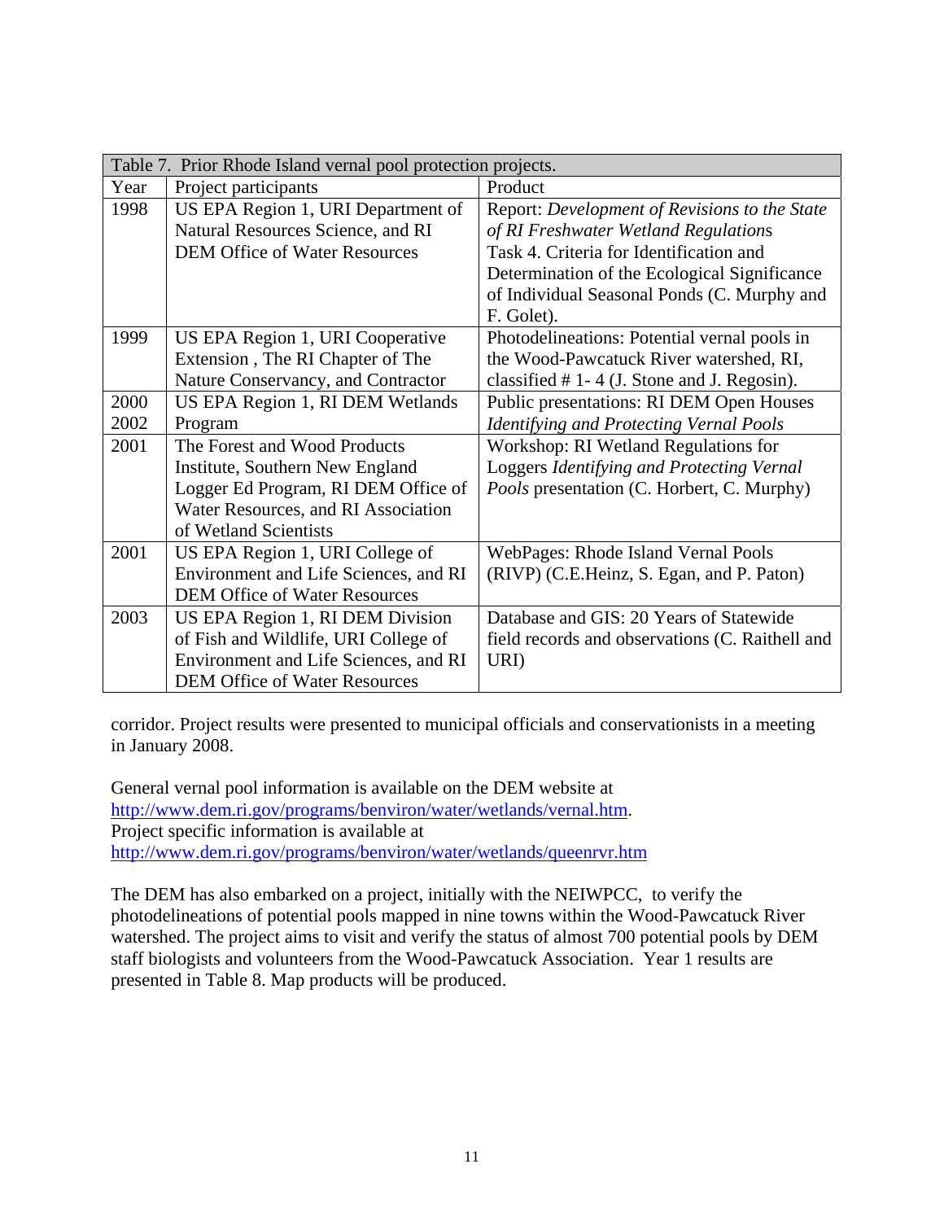| Table 7. Prior Rhode Island vernal pool protection projects. | | |
|---|---|---|
| Year | Project participants | Product |
| 1998 | US EPA Region 1, URI Department of Natural Resources Science, and RI DEM Office of Water Resources | Report: *Development of Revisions to the State of RI Freshwater Wetland Regulations* Task 4. Criteria for Identification and Determination of the Ecological Significance of Individual Seasonal Ponds (C. Murphy and F. Golet). |
| 1999 | US EPA Region 1, URI Cooperative Extension , The RI Chapter of The Nature Conservancy, and Contractor | Photodelineations: Potential vernal pools in the Wood-Pawcatuck River watershed, RI, classified # 1- 4 (J. Stone and J. Regosin). |
| 2000 2002 | US EPA Region 1, RI DEM Wetlands Program | Public presentations: RI DEM Open Houses *Identifying and Protecting Vernal Pools* |
| 2001 | The Forest and Wood Products Institute, Southern New England Logger Ed Program, RI DEM Office of Water Resources, and RI Association of Wetland Scientists | Workshop: RI Wetland Regulations for Loggers *Identifying and Protecting Vernal Pools* presentation (C. Horbert, C. Murphy) |
| 2001 | US EPA Region 1, URI College of Environment and Life Sciences, and RI DEM Office of Water Resources | WebPages: Rhode Island Vernal Pools (RIVP) (C.E.Heinz, S. Egan, and P. Paton) |
| 2003 | US EPA Region 1, RI DEM Division of Fish and Wildlife, URI College of Environment and Life Sciences, and RI DEM Office of Water Resources | Database and GIS: 20 Years of Statewide field records and observations (C. Raithell and URI) |

corridor. Project results were presented to municipal officials and conservationists in a meeting in January 2008.

General vernal pool information is available on the DEM website at http://www.dem.ri.gov/programs/benviron/water/wetlands/vernal.htm.
Project specific information is available at
http://www.dem.ri.gov/programs/benviron/water/wetlands/queenrvr.htm

The DEM has also embarked on a project, initially with the NEIWPCC, to verify the photodelineations of potential pools mapped in nine towns within the Wood-Pawcatuck River watershed. The project aims to visit and verify the status of almost 700 potential pools by DEM staff biologists and volunteers from the Wood-Pawcatuck Association. Year 1 results are presented in Table 8. Map products will be produced.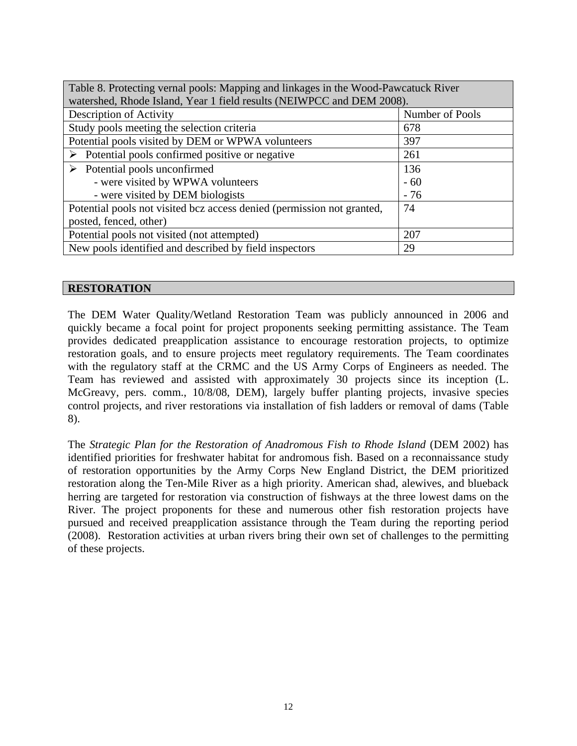Table 8. Protecting vernal pools: Mapping and linkages in the Wood-Pawcatuck River watershed, Rhode Island, Year 1 field results (NEIWPCC and DEM 2008).

| Description of Activity | Number of Pools |
|---|---|
| Study pools meeting the selection criteria | 678 |
| Potential pools visited by DEM or WPWA volunteers | 397 |
| ➢ Potential pools confirmed positive or negative | 261 |
| ➢ Potential pools unconfirmed<br>- were visited by WPWA volunteers<br>- were visited by DEM biologists | 136<br>- 60<br>- 76 |
| Potential pools not visited bcz access denied (permission not granted, posted, fenced, other) | 74 |
| Potential pools not visited (not attempted) | 207 |
| New pools identified and described by field inspectors | 29 |

## RESTORATION

The DEM Water Quality/Wetland Restoration Team was publicly announced in 2006 and quickly became a focal point for project proponents seeking permitting assistance. The Team provides dedicated preapplication assistance to encourage restoration projects, to optimize restoration goals, and to ensure projects meet regulatory requirements. The Team coordinates with the regulatory staff at the CRMC and the US Army Corps of Engineers as needed. The Team has reviewed and assisted with approximately 30 projects since its inception (L. McGreavy, pers. comm., 10/8/08, DEM), largely buffer planting projects, invasive species control projects, and river restorations via installation of fish ladders or removal of dams (Table 8).

The *Strategic Plan for the Restoration of Anadromous Fish to Rhode Island* (DEM 2002) has identified priorities for freshwater habitat for andromous fish. Based on a reconnaissance study of restoration opportunities by the Army Corps New England District, the DEM prioritized restoration along the Ten-Mile River as a high priority. American shad, alewives, and blueback herring are targeted for restoration via construction of fishways at the three lowest dams on the River. The project proponents for these and numerous other fish restoration projects have pursued and received preapplication assistance through the Team during the reporting period (2008). Restoration activities at urban rivers bring their own set of challenges to the permitting of these projects.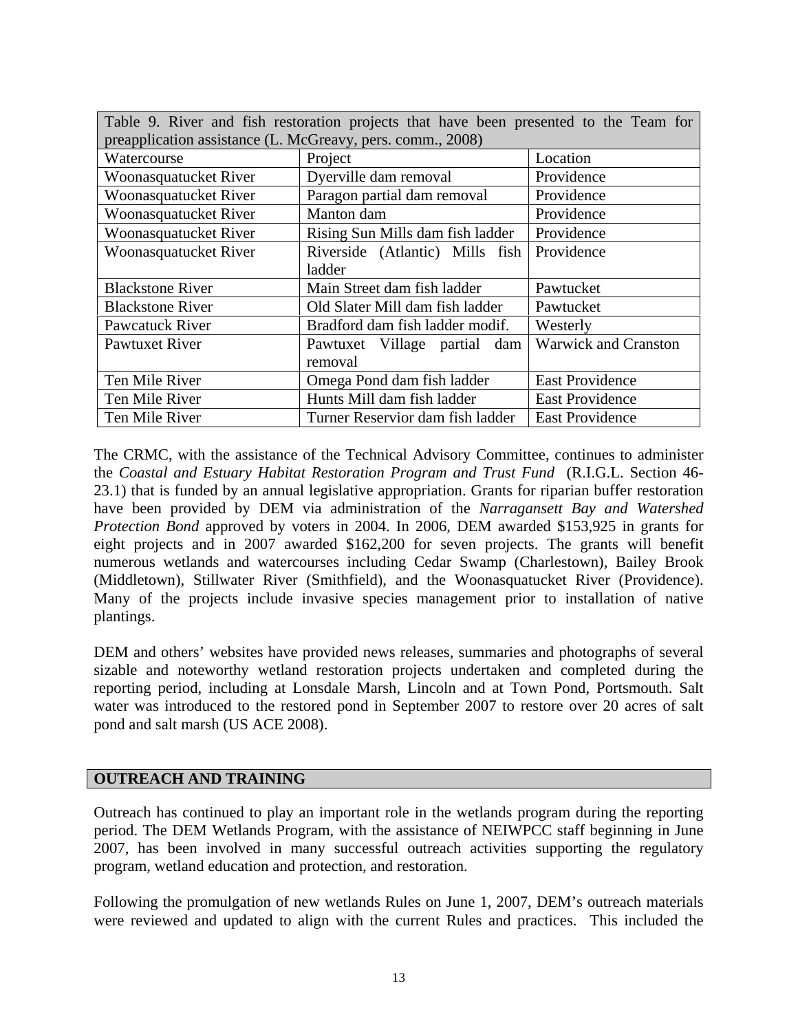Table 9. River and fish restoration projects that have been presented to the Team for preapplication assistance (L. McGreavy, pers. comm., 2008)

| Watercourse | Project | Location |
|---|---|---|
| Woonasquatucket River | Dyerville dam removal | Providence |
| Woonasquatucket River | Paragon partial dam removal | Providence |
| Woonasquatucket River | Manton dam | Providence |
| Woonasquatucket River | Rising Sun Mills dam fish ladder | Providence |
| Woonasquatucket River | Riverside (Atlantic) Mills fish ladder | Providence |
| Blackstone River | Main Street dam fish ladder | Pawtucket |
| Blackstone River | Old Slater Mill dam fish ladder | Pawtucket |
| Pawcatuck River | Bradford dam fish ladder modif. | Westerly |
| Pawtuxet River | Pawtuxet Village partial dam removal | Warwick and Cranston |
| Ten Mile River | Omega Pond dam fish ladder | East Providence |
| Ten Mile River | Hunts Mill dam fish ladder | East Providence |
| Ten Mile River | Turner Reservior dam fish ladder | East Providence |

The CRMC, with the assistance of the Technical Advisory Committee, continues to administer the *Coastal and Estuary Habitat Restoration Program and Trust Fund* (R.I.G.L. Section 46-23.1) that is funded by an annual legislative appropriation. Grants for riparian buffer restoration have been provided by DEM via administration of the *Narragansett Bay and Watershed Protection Bond* approved by voters in 2004. In 2006, DEM awarded $153,925 in grants for eight projects and in 2007 awarded $162,200 for seven projects. The grants will benefit numerous wetlands and watercourses including Cedar Swamp (Charlestown), Bailey Brook (Middletown), Stillwater River (Smithfield), and the Woonasquatucket River (Providence). Many of the projects include invasive species management prior to installation of native plantings.

DEM and others' websites have provided news releases, summaries and photographs of several sizable and noteworthy wetland restoration projects undertaken and completed during the reporting period, including at Lonsdale Marsh, Lincoln and at Town Pond, Portsmouth. Salt water was introduced to the restored pond in September 2007 to restore over 20 acres of salt pond and salt marsh (US ACE 2008).

## OUTREACH AND TRAINING

Outreach has continued to play an important role in the wetlands program during the reporting period. The DEM Wetlands Program, with the assistance of NEIWPCC staff beginning in June 2007, has been involved in many successful outreach activities supporting the regulatory program, wetland education and protection, and restoration.

Following the promulgation of new wetlands Rules on June 1, 2007, DEM's outreach materials were reviewed and updated to align with the current Rules and practices. This included the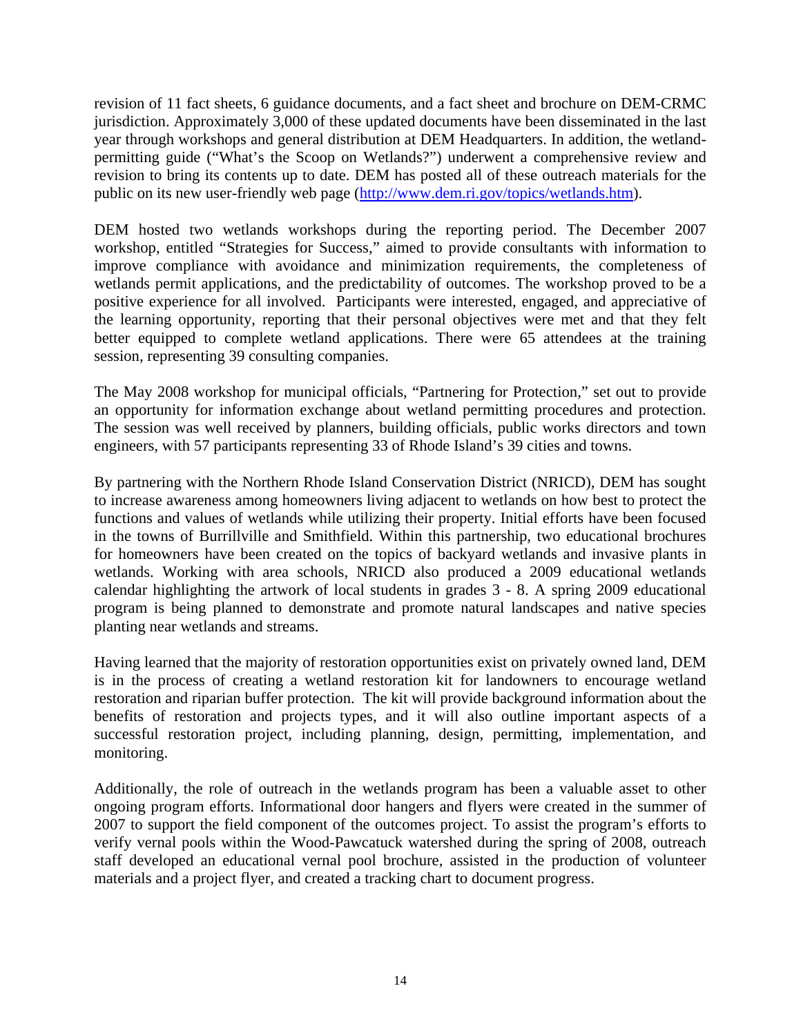revision of 11 fact sheets, 6 guidance documents, and a fact sheet and brochure on DEM-CRMC jurisdiction. Approximately 3,000 of these updated documents have been disseminated in the last year through workshops and general distribution at DEM Headquarters. In addition, the wetland-permitting guide ("What's the Scoop on Wetlands?") underwent a comprehensive review and revision to bring its contents up to date. DEM has posted all of these outreach materials for the public on its new user-friendly web page (http://www.dem.ri.gov/topics/wetlands.htm).

DEM hosted two wetlands workshops during the reporting period. The December 2007 workshop, entitled "Strategies for Success," aimed to provide consultants with information to improve compliance with avoidance and minimization requirements, the completeness of wetlands permit applications, and the predictability of outcomes. The workshop proved to be a positive experience for all involved. Participants were interested, engaged, and appreciative of the learning opportunity, reporting that their personal objectives were met and that they felt better equipped to complete wetland applications. There were 65 attendees at the training session, representing 39 consulting companies.

The May 2008 workshop for municipal officials, "Partnering for Protection," set out to provide an opportunity for information exchange about wetland permitting procedures and protection. The session was well received by planners, building officials, public works directors and town engineers, with 57 participants representing 33 of Rhode Island's 39 cities and towns.

By partnering with the Northern Rhode Island Conservation District (NRICD), DEM has sought to increase awareness among homeowners living adjacent to wetlands on how best to protect the functions and values of wetlands while utilizing their property. Initial efforts have been focused in the towns of Burrillville and Smithfield. Within this partnership, two educational brochures for homeowners have been created on the topics of backyard wetlands and invasive plants in wetlands. Working with area schools, NRICD also produced a 2009 educational wetlands calendar highlighting the artwork of local students in grades 3 - 8. A spring 2009 educational program is being planned to demonstrate and promote natural landscapes and native species planting near wetlands and streams.

Having learned that the majority of restoration opportunities exist on privately owned land, DEM is in the process of creating a wetland restoration kit for landowners to encourage wetland restoration and riparian buffer protection. The kit will provide background information about the benefits of restoration and projects types, and it will also outline important aspects of a successful restoration project, including planning, design, permitting, implementation, and monitoring.

Additionally, the role of outreach in the wetlands program has been a valuable asset to other ongoing program efforts. Informational door hangers and flyers were created in the summer of 2007 to support the field component of the outcomes project. To assist the program's efforts to verify vernal pools within the Wood-Pawcatuck watershed during the spring of 2008, outreach staff developed an educational vernal pool brochure, assisted in the production of volunteer materials and a project flyer, and created a tracking chart to document progress.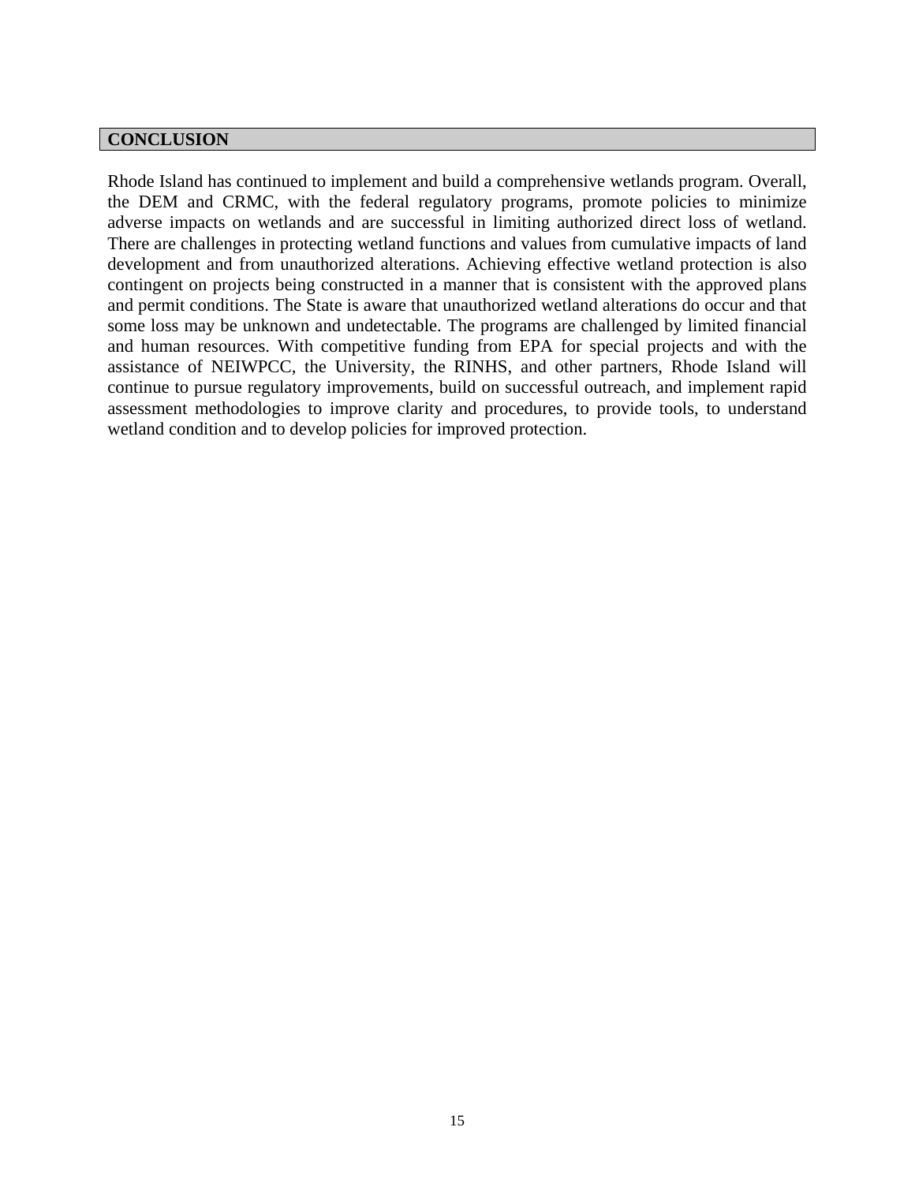## CONCLUSION

Rhode Island has continued to implement and build a comprehensive wetlands program. Overall, the DEM and CRMC, with the federal regulatory programs, promote policies to minimize adverse impacts on wetlands and are successful in limiting authorized direct loss of wetland. There are challenges in protecting wetland functions and values from cumulative impacts of land development and from unauthorized alterations. Achieving effective wetland protection is also contingent on projects being constructed in a manner that is consistent with the approved plans and permit conditions. The State is aware that unauthorized wetland alterations do occur and that some loss may be unknown and undetectable. The programs are challenged by limited financial and human resources. With competitive funding from EPA for special projects and with the assistance of NEIWPCC, the University, the RINHS, and other partners, Rhode Island will continue to pursue regulatory improvements, build on successful outreach, and implement rapid assessment methodologies to improve clarity and procedures, to provide tools, to understand wetland condition and to develop policies for improved protection.